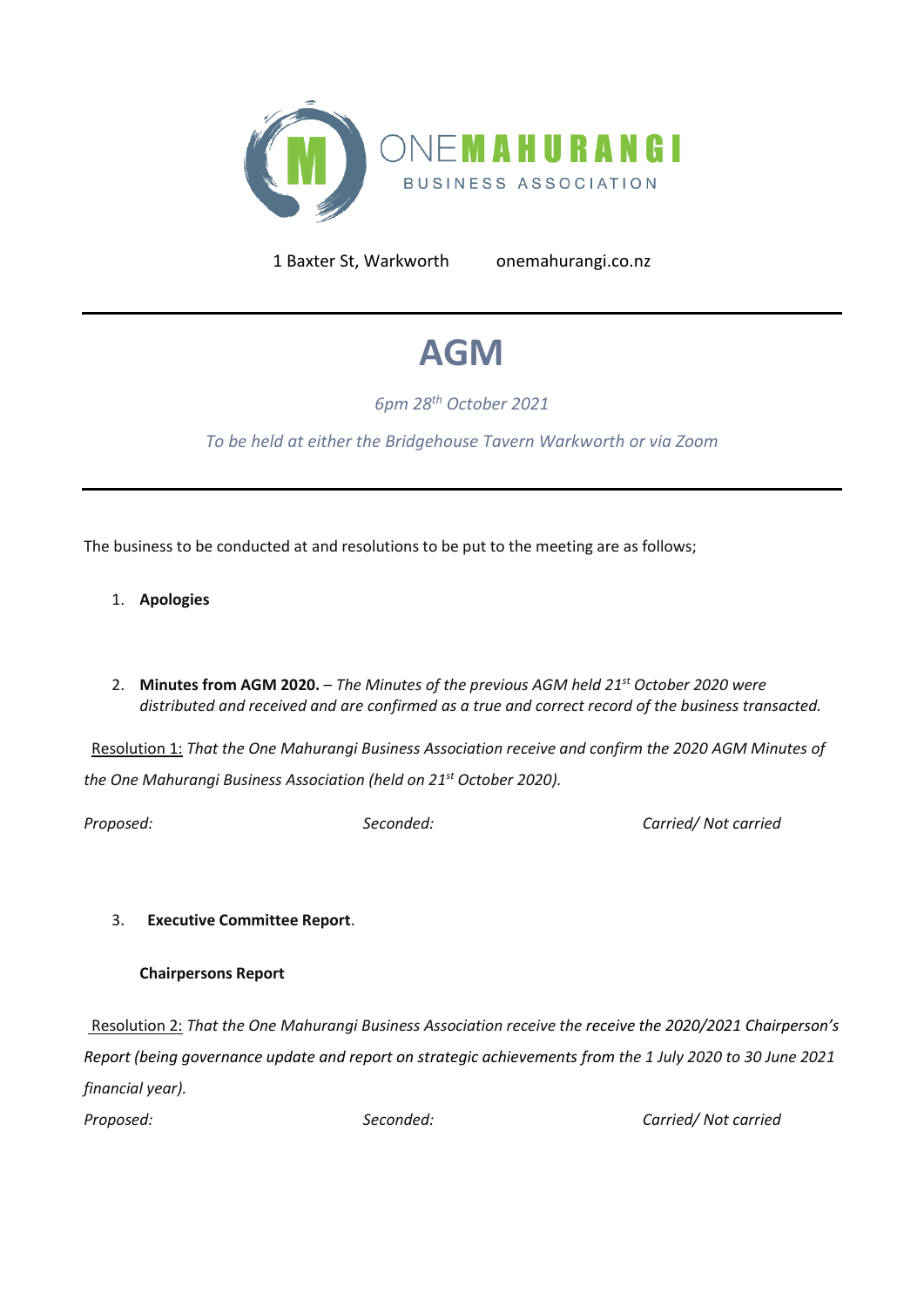ONE MAHURANGI
BUSINESS ASSOCIATION

1 Baxter St, Warkworth        onemahurangi.co.nz

# AGM

*6pm 28th October 2021*

*To be held at either the Bridgehouse Tavern Warkworth or via Zoom*

The business to be conducted at and resolutions to be put to the meeting are as follows;

1. **Apologies**

2. **Minutes from AGM 2020.** – *The Minutes of the previous AGM held 21st October 2020 were distributed and received and are confirmed as a true and correct record of the business transacted.*

Resolution 1: *That the One Mahurangi Business Association receive and confirm the 2020 AGM Minutes of the One Mahurangi Business Association (held on 21st October 2020).*

*Proposed:*        *Seconded:*        *Carried/ Not carried*

3. **Executive Committee Report**.

**Chairpersons Report**

Resolution 2: *That the One Mahurangi Business Association receive the receive the 2020/2021 Chairperson's Report (being governance update and report on strategic achievements from the 1 July 2020 to 30 June 2021 financial year).*

*Proposed:*        *Seconded:*        *Carried/ Not carried*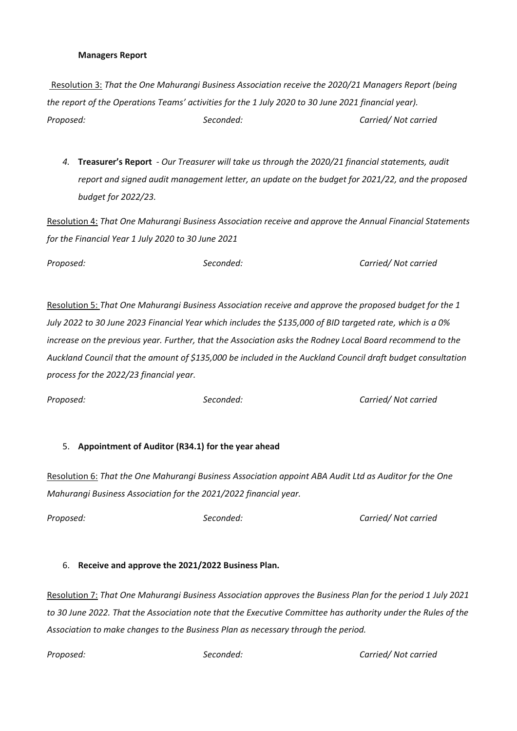**Managers Report**

Resolution 3: *That the One Mahurangi Business Association receive the 2020/21 Managers Report (being the report of the Operations Teams' activities for the 1 July 2020 to 30 June 2021 financial year).*

*Proposed:* *Seconded:* *Carried/ Not carried*

4. **Treasurer's Report** - *Our Treasurer will take us through the 2020/21 financial statements, audit report and signed audit management letter, an update on the budget for 2021/22, and the proposed budget for 2022/23.*

Resolution 4: *That One Mahurangi Business Association receive and approve the Annual Financial Statements for the Financial Year 1 July 2020 to 30 June 2021*

*Proposed:* *Seconded:* *Carried/ Not carried*

Resolution 5: *That One Mahurangi Business Association receive and approve the proposed budget for the 1 July 2022 to 30 June 2023 Financial Year which includes the $135,000 of BID targeted rate, which is a 0% increase on the previous year. Further, that the Association asks the Rodney Local Board recommend to the Auckland Council that the amount of $135,000 be included in the Auckland Council draft budget consultation process for the 2022/23 financial year.*

*Proposed:* *Seconded:* *Carried/ Not carried*

5. **Appointment of Auditor (R34.1) for the year ahead**

Resolution 6: *That the One Mahurangi Business Association appoint ABA Audit Ltd as Auditor for the One Mahurangi Business Association for the 2021/2022 financial year.*

*Proposed:* *Seconded:* *Carried/ Not carried*

6. **Receive and approve the 2021/2022 Business Plan.**

Resolution 7: *That One Mahurangi Business Association approves the Business Plan for the period 1 July 2021 to 30 June 2022. That the Association note that the Executive Committee has authority under the Rules of the Association to make changes to the Business Plan as necessary through the period.*

*Proposed:* *Seconded:* *Carried/ Not carried*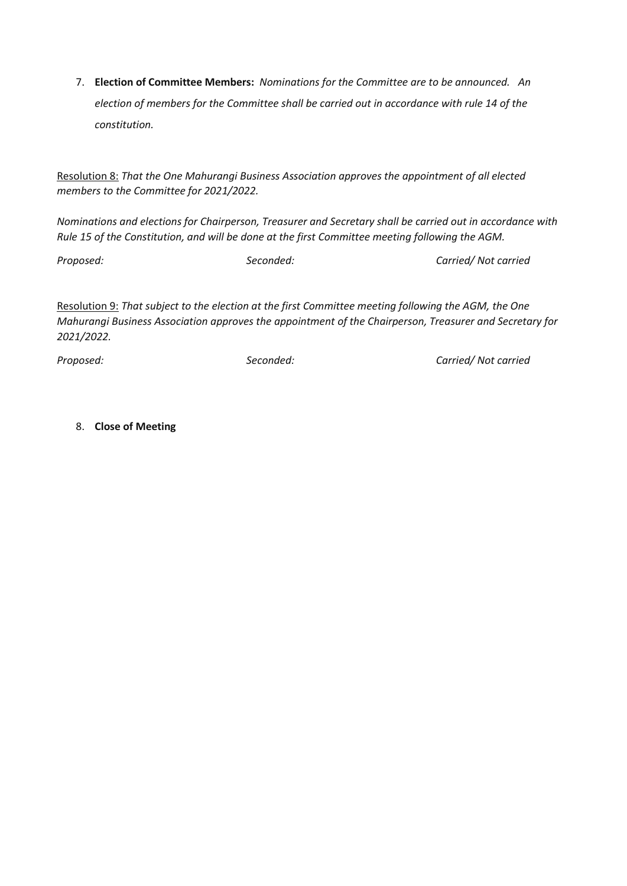7. **Election of Committee Members:** *Nominations for the Committee are to be announced. An election of members for the Committee shall be carried out in accordance with rule 14 of the constitution.*

<u>Resolution 8:</u> *That the One Mahurangi Business Association approves the appointment of all elected members to the Committee for 2021/2022.*

*Nominations and elections for Chairperson, Treasurer and Secretary shall be carried out in accordance with Rule 15 of the Constitution, and will be done at the first Committee meeting following the AGM.*

*Proposed:* *Seconded:* *Carried/ Not carried*

<u>Resolution 9:</u> *That subject to the election at the first Committee meeting following the AGM, the One Mahurangi Business Association approves the appointment of the Chairperson, Treasurer and Secretary for 2021/2022.*

*Proposed:* *Seconded:* *Carried/ Not carried*

8. **Close of Meeting**